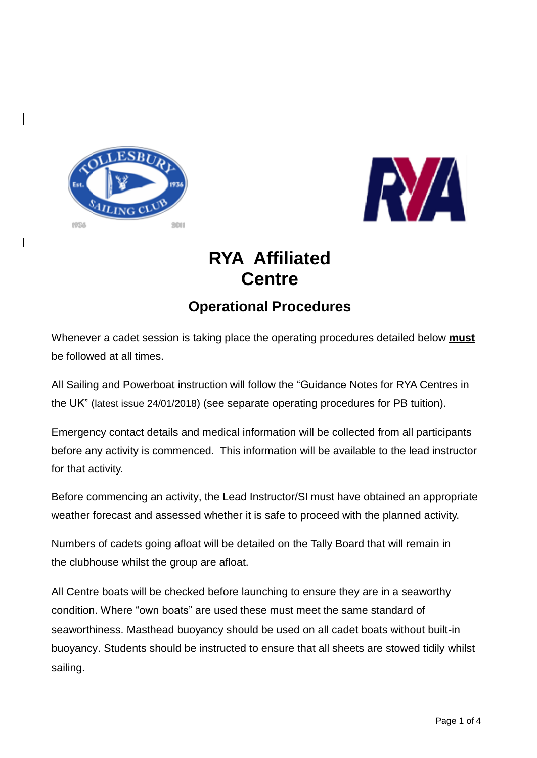# RYA Affiliated Centre

## Operational Procedures

Whenever a cadet session is taking place the operating procedures detailed below **must** be followed at all times.

All Sailing and Powerboat instruction will follow the “Guidance Notes for RYA Centres in the UK” (latest issue 24/01/2018) (see separate operating procedures for PB tuition).

Emergency contact details and medical information will be collected from all participants before any activity is commenced. This information will be available to the lead instructor for that activity.

Before commencing an activity, the Lead Instructor/SI must have obtained an appropriate weather forecast and assessed whether it is safe to proceed with the planned activity.

Numbers of cadets going afloat will be detailed on the Tally Board that will remain in the clubhouse whilst the group are afloat.

All Centre boats will be checked before launching to ensure they are in a seaworthy condition. Where “own boats” are used these must meet the same standard of seaworthiness. Masthead buoyancy should be used on all cadet boats without built-in buoyancy. Students should be instructed to ensure that all sheets are stowed tidily whilst sailing.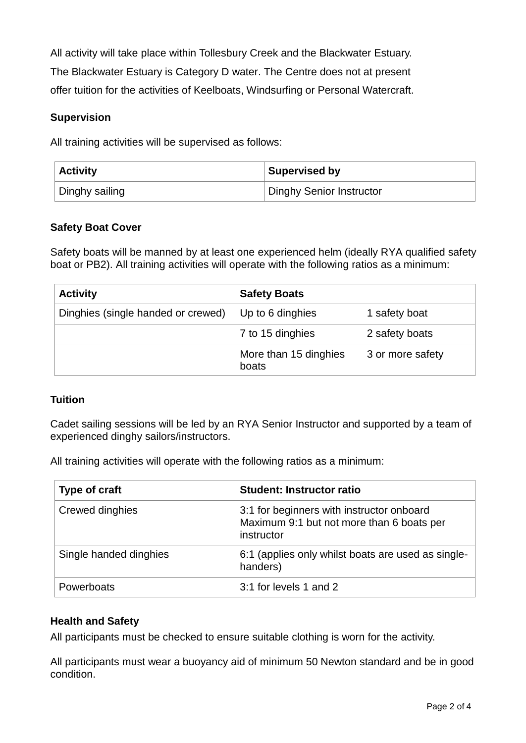All activity will take place within Tollesbury Creek and the Blackwater Estuary. The Blackwater Estuary is Category D water. The Centre does not at present offer tuition for the activities of Keelboats, Windsurfing or Personal Watercraft.

### Supervision

All training activities will be supervised as follows:

| Activity | Supervised by |
| --- | --- |
| Dinghy sailing | Dinghy Senior Instructor |

### Safety Boat Cover

Safety boats will be manned by at least one experienced helm (ideally RYA qualified safety boat or PB2). All training activities will operate with the following ratios as a minimum:

| Activity | Safety Boats | |
| --- | --- | --- |
| Dinghies (single handed or crewed) | Up to 6 dinghies | 1 safety boat |
| | 7 to 15 dinghies | 2 safety boats |
| | More than 15 dinghies boats | 3 or more safety |

### Tuition

Cadet sailing sessions will be led by an RYA Senior Instructor and supported by a team of experienced dinghy sailors/instructors.

All training activities will operate with the following ratios as a minimum:

| Type of craft | Student: Instructor ratio |
| --- | --- |
| Crewed dinghies | 3:1 for beginners with instructor onboard<br>Maximum 9:1 but not more than 6 boats per instructor |
| Single handed dinghies | 6:1 (applies only whilst boats are used as single-handers) |
| Powerboats | 3:1 for levels 1 and 2 |

### Health and Safety

All participants must be checked to ensure suitable clothing is worn for the activity.

All participants must wear a buoyancy aid of minimum 50 Newton standard and be in good condition.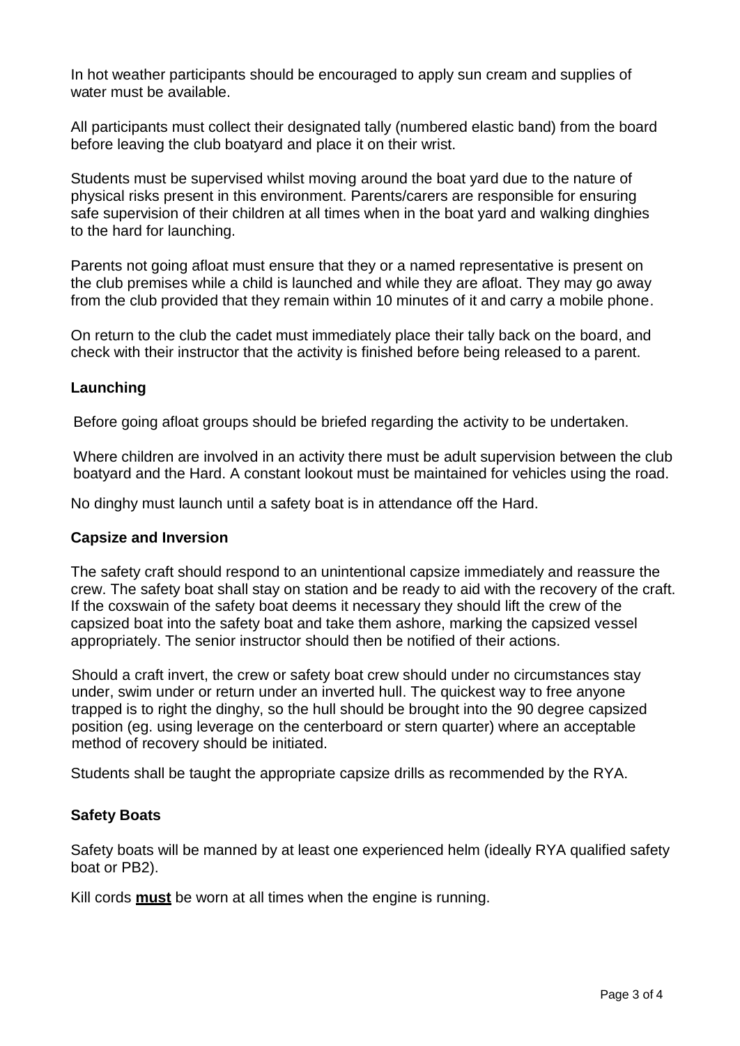In hot weather participants should be encouraged to apply sun cream and supplies of water must be available.

All participants must collect their designated tally (numbered elastic band) from the board before leaving the club boatyard and place it on their wrist.

Students must be supervised whilst moving around the boat yard due to the nature of physical risks present in this environment. Parents/carers are responsible for ensuring safe supervision of their children at all times when in the boat yard and walking dinghies to the hard for launching.

Parents not going afloat must ensure that they or a named representative is present on the club premises while a child is launched and while they are afloat. They may go away from the club provided that they remain within 10 minutes of it and carry a mobile phone.

On return to the club the cadet must immediately place their tally back on the board, and check with their instructor that the activity is finished before being released to a parent.

### Launching

Before going afloat groups should be briefed regarding the activity to be undertaken.

Where children are involved in an activity there must be adult supervision between the club boatyard and the Hard. A constant lookout must be maintained for vehicles using the road.

No dinghy must launch until a safety boat is in attendance off the Hard.

### Capsize and Inversion

The safety craft should respond to an unintentional capsize immediately and reassure the crew. The safety boat shall stay on station and be ready to aid with the recovery of the craft. If the coxswain of the safety boat deems it necessary they should lift the crew of the capsized boat into the safety boat and take them ashore, marking the capsized vessel appropriately. The senior instructor should then be notified of their actions.

Should a craft invert, the crew or safety boat crew should under no circumstances stay under, swim under or return under an inverted hull. The quickest way to free anyone trapped is to right the dinghy, so the hull should be brought into the 90 degree capsized position (eg. using leverage on the centerboard or stern quarter) where an acceptable method of recovery should be initiated.

Students shall be taught the appropriate capsize drills as recommended by the RYA.

### Safety Boats

Safety boats will be manned by at least one experienced helm (ideally RYA qualified safety boat or PB2).

Kill cords **must** be worn at all times when the engine is running.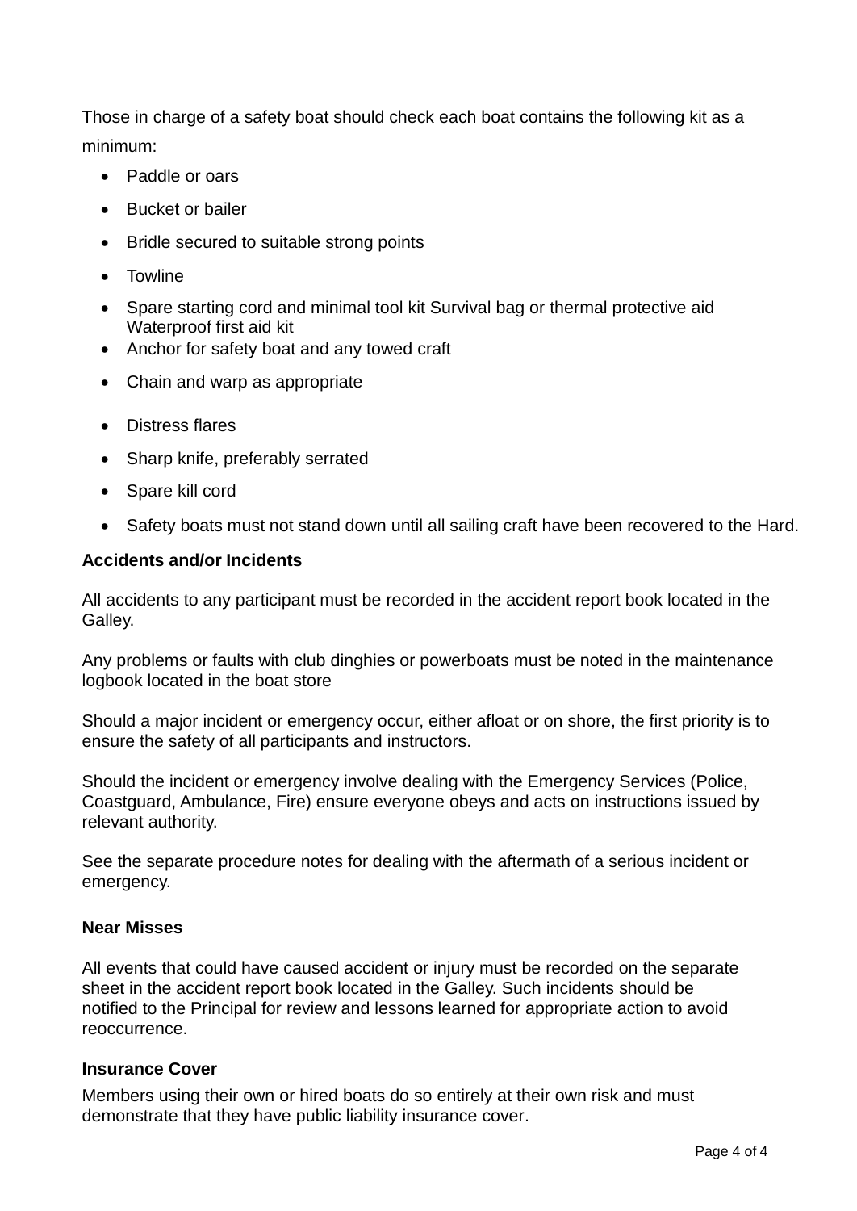Those in charge of a safety boat should check each boat contains the following kit as a minimum:

- Paddle or oars
- Bucket or bailer
- Bridle secured to suitable strong points
- Towline
- Spare starting cord and minimal tool kit Survival bag or thermal protective aid Waterproof first aid kit
- Anchor for safety boat and any towed craft
- Chain and warp as appropriate
- Distress flares
- Sharp knife, preferably serrated
- Spare kill cord
- Safety boats must not stand down until all sailing craft have been recovered to the Hard.

**Accidents and/or Incidents**

All accidents to any participant must be recorded in the accident report book located in the Galley.

Any problems or faults with club dinghies or powerboats must be noted in the maintenance logbook located in the boat store

Should a major incident or emergency occur, either afloat or on shore, the first priority is to ensure the safety of all participants and instructors.

Should the incident or emergency involve dealing with the Emergency Services (Police, Coastguard, Ambulance, Fire) ensure everyone obeys and acts on instructions issued by relevant authority.

See the separate procedure notes for dealing with the aftermath of a serious incident or emergency.

**Near Misses**

All events that could have caused accident or injury must be recorded on the separate sheet in the accident report book located in the Galley. Such incidents should be notified to the Principal for review and lessons learned for appropriate action to avoid reoccurrence.

**Insurance Cover**

Members using their own or hired boats do so entirely at their own risk and must demonstrate that they have public liability insurance cover.